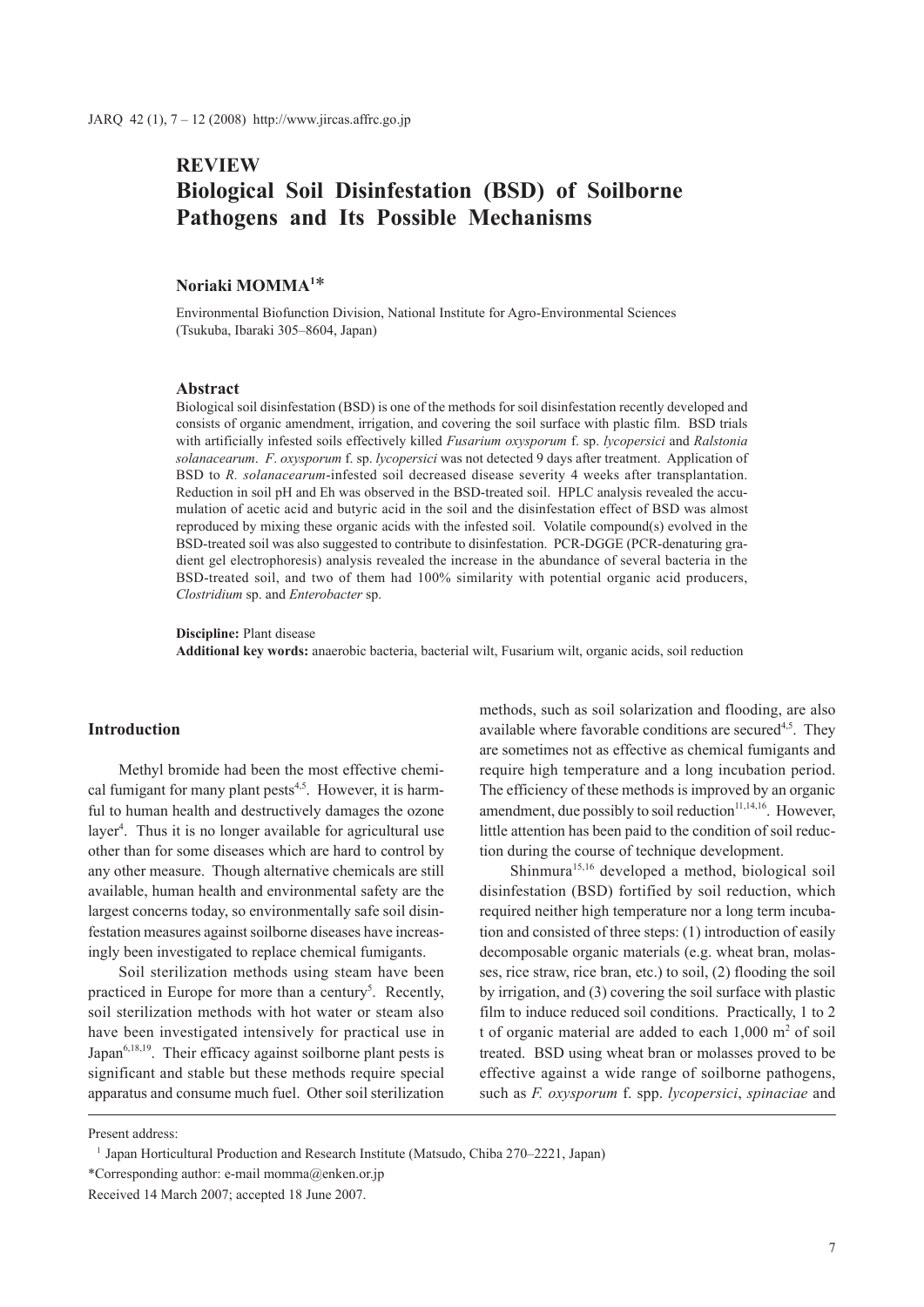REVIEW

# Biological Soil Disinfestation (BSD) of Soilborne Pathogens and Its Possible Mechanisms

**Noriaki MOMMA**[1]*

Environmental Biofunction Division, National Institute for Agro-Environmental Sciences (Tsukuba, Ibaraki 305–8604, Japan)

### Abstract

Biological soil disinfestation (BSD) is one of the methods for soil disinfestation recently developed and consists of organic amendment, irrigation, and covering the soil surface with plastic film. BSD trials with artificially infested soils effectively killed *Fusarium oxysporum* f. sp. *lycopersici* and *Ralstonia solanacearum*. *F. oxysporum* f. sp. *lycopersici* was not detected 9 days after treatment. Application of BSD to *R. solanacearum*-infested soil decreased disease severity 4 weeks after transplantation. Reduction in soil pH and Eh was observed in the BSD-treated soil. HPLC analysis revealed the accumulation of acetic acid and butyric acid in the soil and the disinfestation effect of BSD was almost reproduced by mixing these organic acids with the infested soil. Volatile compound(s) evolved in the BSD-treated soil was also suggested to contribute to disinfestation. PCR-DGGE (PCR-denaturing gradient gel electrophoresis) analysis revealed the increase in the abundance of several bacteria in the BSD-treated soil, and two of them had 100% similarity with potential organic acid producers, *Clostridium* sp. and *Enterobacter* sp.

**Discipline:** Plant disease
**Additional key words:** anaerobic bacteria, bacterial wilt, Fusarium wilt, organic acids, soil reduction

## Introduction

Methyl bromide had been the most effective chemical fumigant for many plant pests[4,5]. However, it is harmful to human health and destructively damages the ozone layer[4]. Thus it is no longer available for agricultural use other than for some diseases which are hard to control by any other measure. Though alternative chemicals are still available, human health and environmental safety are the largest concerns today, so environmentally safe soil disinfestation measures against soilborne diseases have increasingly been investigated to replace chemical fumigants.

Soil sterilization methods using steam have been practiced in Europe for more than a century[5]. Recently, soil sterilization methods with hot water or steam also have been investigated intensively for practical use in Japan[6,18,19]. Their efficacy against soilborne plant pests is significant and stable but these methods require special apparatus and consume much fuel. Other soil sterilization methods, such as soil solarization and flooding, are also available where favorable conditions are secured[4,5]. They are sometimes not as effective as chemical fumigants and require high temperature and a long incubation period. The efficiency of these methods is improved by an organic amendment, due possibly to soil reduction[11,14,16]. However, little attention has been paid to the condition of soil reduction during the course of technique development.

Shinmura[15,16] developed a method, biological soil disinfestation (BSD) fortified by soil reduction, which required neither high temperature nor a long term incubation and consisted of three steps: (1) introduction of easily decomposable organic materials (e.g. wheat bran, molasses, rice straw, rice bran, etc.) to soil, (2) flooding the soil by irrigation, and (3) covering the soil surface with plastic film to induce reduced soil conditions. Practically, 1 to 2 t of organic material are added to each 1,000 $m^2$ of soil treated. BSD using wheat bran or molasses proved to be effective against a wide range of soilborne pathogens, such as *F. oxysporum* f. spp. *lycopersici*, *spinaciae* and

---

Present address:
[1] Japan Horticultural Production and Research Institute (Matsudo, Chiba 270–2221, Japan)
*Corresponding author: e-mail momma@enken.or.jp
Received 14 March 2007; accepted 18 June 2007.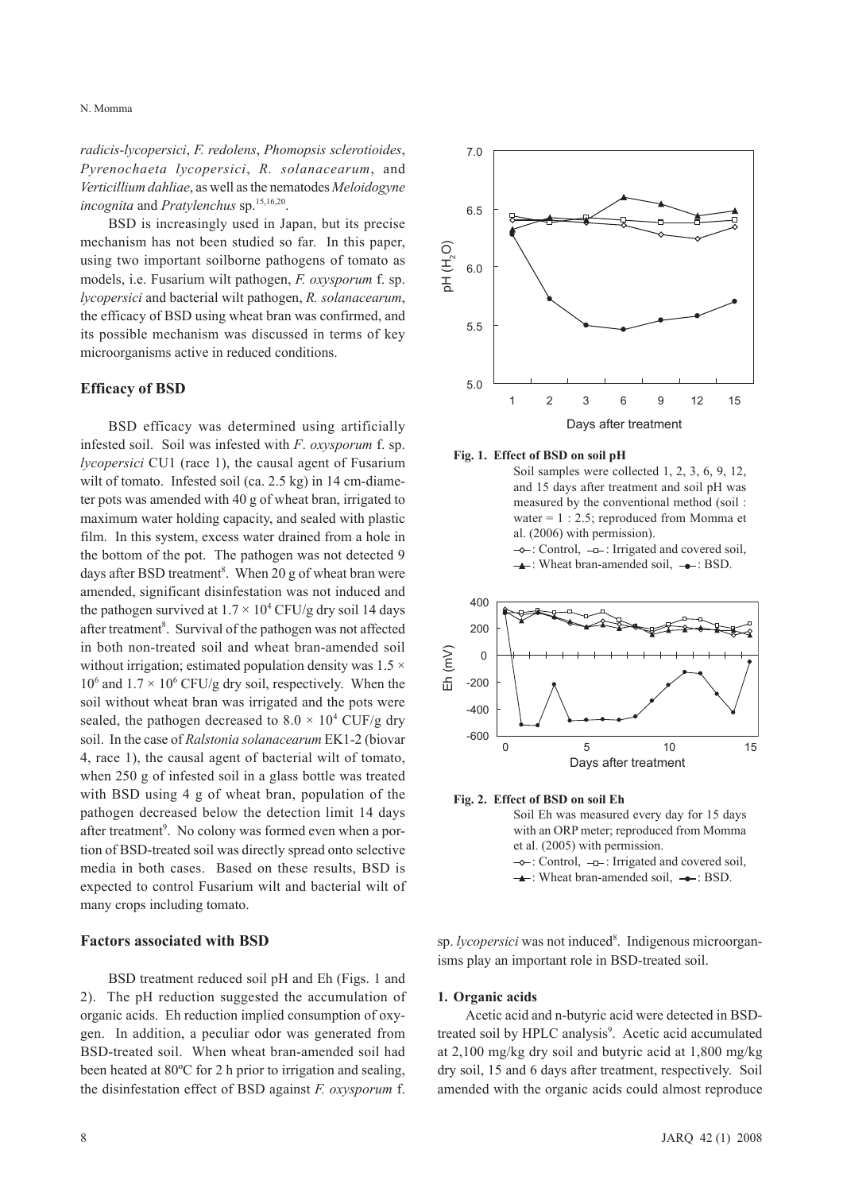*radicis-lycopersici*, *F. redolens*, *Phomopsis sclerotioides*, *Pyrenochaeta lycopersici*, *R. solanacearum*, and *Verticillium dahliae*, as well as the nematodes *Meloidogyne incognita* and *Pratylenchus* sp.[15,16,20].

BSD is increasingly used in Japan, but its precise mechanism has not been studied so far. In this paper, using two important soilborne pathogens of tomato as models, i.e. Fusarium wilt pathogen, *F. oxysporum* f. sp. *lycopersici* and bacterial wilt pathogen, *R. solanacearum*, the efficacy of BSD using wheat bran was confirmed, and its possible mechanism was discussed in terms of key microorganisms active in reduced conditions.

## Efficacy of BSD

BSD efficacy was determined using artificially infested soil. Soil was infested with *F. oxysporum* f. sp. *lycopersici* CU1 (race 1), the causal agent of Fusarium wilt of tomato. Infested soil (ca. 2.5 kg) in 14 cm-diameter pots was amended with 40 g of wheat bran, irrigated to maximum water holding capacity, and sealed with plastic film. In this system, excess water drained from a hole in the bottom of the pot. The pathogen was not detected 9 days after BSD treatment[8]. When 20 g of wheat bran were amended, significant disinfestation was not induced and the pathogen survived at $1.7 \times 10^4$ CFU/g dry soil 14 days after treatment[8]. Survival of the pathogen was not affected in both non-treated soil and wheat bran-amended soil without irrigation; estimated population density was $1.5 \times 10^6$ and $1.7 \times 10^6$ CFU/g dry soil, respectively. When the soil without wheat bran was irrigated and the pots were sealed, the pathogen decreased to $8.0 \times 10^4$ CUF/g dry soil. In the case of *Ralstonia solanacearum* EK1-2 (biovar 4, race 1), the causal agent of bacterial wilt of tomato, when 250 g of infested soil in a glass bottle was treated with BSD using 4 g of wheat bran, population of the pathogen decreased below the detection limit 14 days after treatment[9]. No colony was formed even when a portion of BSD-treated soil was directly spread onto selective media in both cases. Based on these results, BSD is expected to control Fusarium wilt and bacterial wilt of many crops including tomato.

## Factors associated with BSD

BSD treatment reduced soil pH and Eh (Figs. 1 and 2). The pH reduction suggested the accumulation of organic acids. Eh reduction implied consumption of oxygen. In addition, a peculiar odor was generated from BSD-treated soil. When wheat bran-amended soil had been heated at 80ºC for 2 h prior to irrigation and sealing, the disinfestation effect of BSD against *F. oxysporum* f. sp. *lycopersici* was not induced[8]. Indigenous microorganisms play an important role in BSD-treated soil.

**Fig. 1. Effect of BSD on soil pH**
Soil samples were collected 1, 2, 3, 6, 9, 12, and 15 days after treatment and soil pH was measured by the conventional method (soil : water = 1 : 2.5; reproduced from Momma et al. (2006) with permission).
◇: Control, □: Irrigated and covered soil, ▲: Wheat bran-amended soil, ●: BSD.

**Fig. 2. Effect of BSD on soil Eh**
Soil Eh was measured every day for 15 days with an ORP meter; reproduced from Momma et al. (2005) with permission.
◇: Control, □: Irrigated and covered soil, ▲: Wheat bran-amended soil, ●: BSD.

### 1. Organic acids

Acetic acid and n-butyric acid were detected in BSD-treated soil by HPLC analysis[9]. Acetic acid accumulated at 2,100 mg/kg dry soil and butyric acid at 1,800 mg/kg dry soil, 15 and 6 days after treatment, respectively. Soil amended with the organic acids could almost reproduce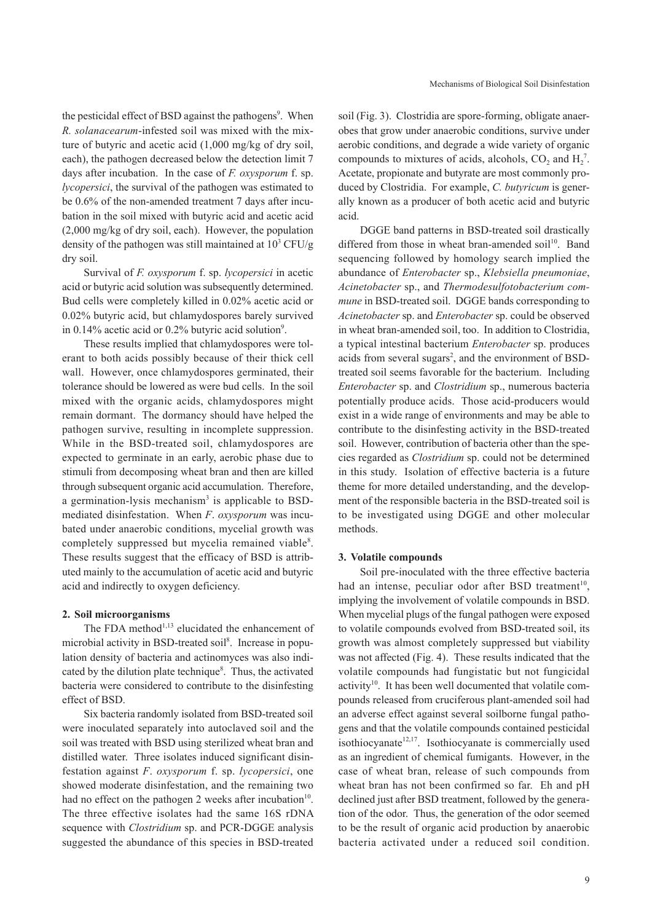the pesticidal effect of BSD against the pathogens[9]. When *R. solanacearum*-infested soil was mixed with the mixture of butyric and acetic acid (1,000 mg/kg of dry soil, each), the pathogen decreased below the detection limit 7 days after incubation. In the case of *F. oxysporum* f. sp. *lycopersici*, the survival of the pathogen was estimated to be 0.6% of the non-amended treatment 7 days after incubation in the soil mixed with butyric acid and acetic acid (2,000 mg/kg of dry soil, each). However, the population density of the pathogen was still maintained at $10^3$ CFU/g dry soil.

Survival of *F. oxysporum* f. sp. *lycopersici* in acetic acid or butyric acid solution was subsequently determined. Bud cells were completely killed in 0.02% acetic acid or 0.02% butyric acid, but chlamydospores barely survived in 0.14% acetic acid or 0.2% butyric acid solution[9].

These results implied that chlamydospores were tolerant to both acids possibly because of their thick cell wall. However, once chlamydospores germinated, their tolerance should be lowered as were bud cells. In the soil mixed with the organic acids, chlamydospores might remain dormant. The dormancy should have helped the pathogen survive, resulting in incomplete suppression. While in the BSD-treated soil, chlamydospores are expected to germinate in an early, aerobic phase due to stimuli from decomposing wheat bran and then are killed through subsequent organic acid accumulation. Therefore, a germination-lysis mechanism[3] is applicable to BSD-mediated disinfestation. When *F*. *oxysporum* was incubated under anaerobic conditions, mycelial growth was completely suppressed but mycelia remained viable[8]. These results suggest that the efficacy of BSD is attributed mainly to the accumulation of acetic acid and butyric acid and indirectly to oxygen deficiency.

### 2. Soil microorganisms

The FDA method[1,13] elucidated the enhancement of microbial activity in BSD-treated soil[8]. Increase in population density of bacteria and actinomyces was also indicated by the dilution plate technique[8]. Thus, the activated bacteria were considered to contribute to the disinfesting effect of BSD.

Six bacteria randomly isolated from BSD-treated soil were inoculated separately into autoclaved soil and the soil was treated with BSD using sterilized wheat bran and distilled water. Three isolates induced significant disinfestation against *F*. *oxysporum* f. sp. *lycopersici*, one showed moderate disinfestation, and the remaining two had no effect on the pathogen 2 weeks after incubation[10]. The three effective isolates had the same 16S rDNA sequence with *Clostridium* sp. and PCR-DGGE analysis suggested the abundance of this species in BSD-treated soil (Fig. 3). Clostridia are spore-forming, obligate anaerobes that grow under anaerobic conditions, survive under aerobic conditions, and degrade a wide variety of organic compounds to mixtures of acids, alcohols, $CO_2$ and $H_2$[7]. Acetate, propionate and butyrate are most commonly produced by Clostridia. For example, *C. butyricum* is generally known as a producer of both acetic acid and butyric acid.

DGGE band patterns in BSD-treated soil drastically differed from those in wheat bran-amended soil[10]. Band sequencing followed by homology search implied the abundance of *Enterobacter* sp., *Klebsiella pneumoniae*, *Acinetobacter* sp., and *Thermodesulfotobacterium commune* in BSD-treated soil. DGGE bands corresponding to *Acinetobacter* sp. and *Enterobacter* sp. could be observed in wheat bran-amended soil, too. In addition to Clostridia, a typical intestinal bacterium *Enterobacter* sp. produces acids from several sugars[2], and the environment of BSD-treated soil seems favorable for the bacterium. Including *Enterobacter* sp. and *Clostridium* sp., numerous bacteria potentially produce acids. Those acid-producers would exist in a wide range of environments and may be able to contribute to the disinfesting activity in the BSD-treated soil. However, contribution of bacteria other than the species regarded as *Clostridium* sp. could not be determined in this study. Isolation of effective bacteria is a future theme for more detailed understanding, and the development of the responsible bacteria in the BSD-treated soil is to be investigated using DGGE and other molecular methods.

### 3. Volatile compounds

Soil pre-inoculated with the three effective bacteria had an intense, peculiar odor after BSD treatment[10], implying the involvement of volatile compounds in BSD. When mycelial plugs of the fungal pathogen were exposed to volatile compounds evolved from BSD-treated soil, its growth was almost completely suppressed but viability was not affected (Fig. 4). These results indicated that the volatile compounds had fungistatic but not fungicidal activity[10]. It has been well documented that volatile compounds released from cruciferous plant-amended soil had an adverse effect against several soilborne fungal pathogens and that the volatile compounds contained pesticidal isothiocyanate[12,17]. Isothiocyanate is commercially used as an ingredient of chemical fumigants. However, in the case of wheat bran, release of such compounds from wheat bran has not been confirmed so far. Eh and pH declined just after BSD treatment, followed by the generation of the odor. Thus, the generation of the odor seemed to be the result of organic acid production by anaerobic bacteria activated under a reduced soil condition.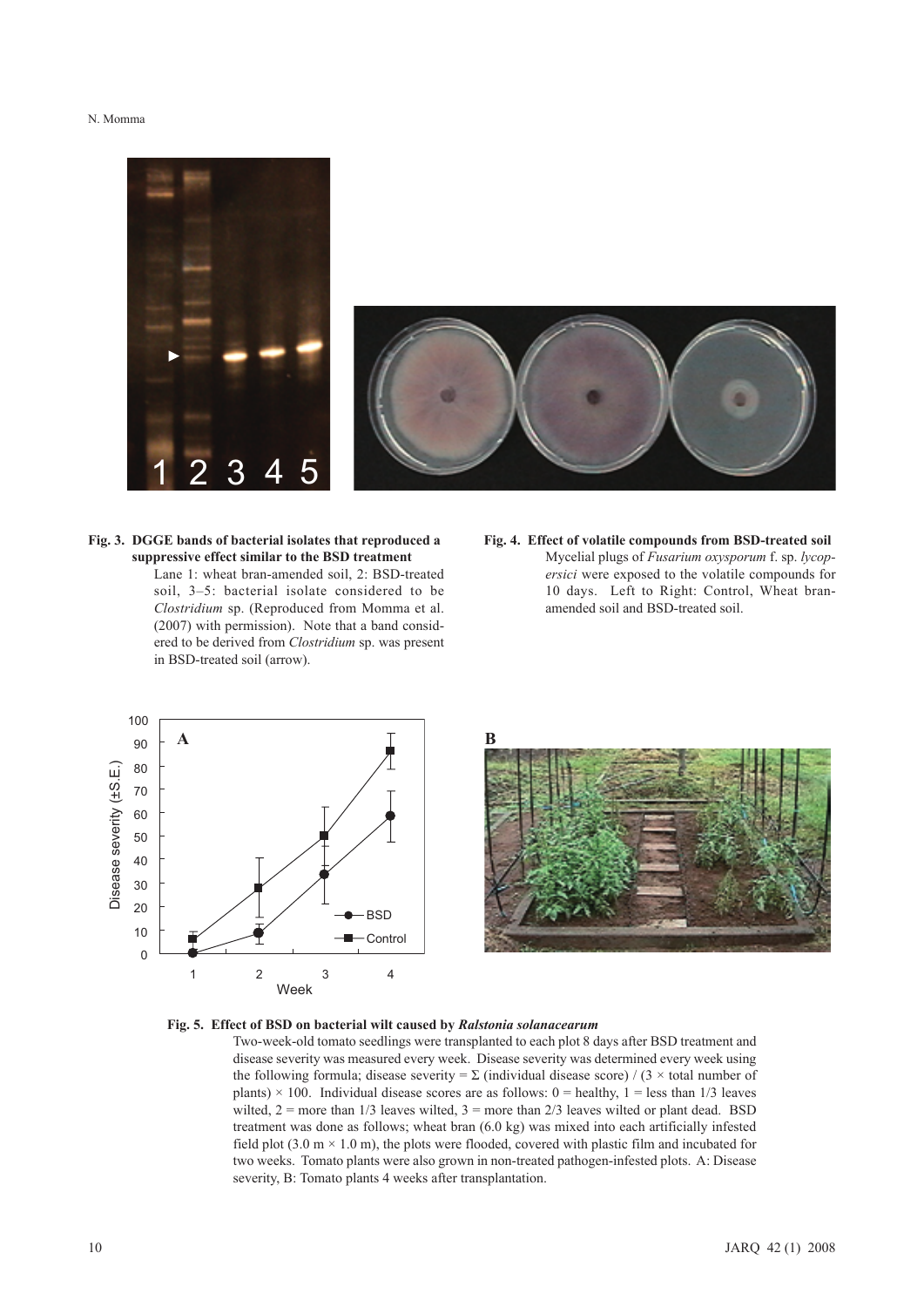**Fig. 3. DGGE bands of bacterial isolates that reproduced a suppressive effect similar to the BSD treatment**

Lane 1: wheat bran-amended soil, 2: BSD-treated soil, 3–5: bacterial isolate considered to be *Clostridium* sp. (Reproduced from Momma et al. (2007) with permission). Note that a band considered to be derived from *Clostridium* sp. was present in BSD-treated soil (arrow).

**Fig. 4. Effect of volatile compounds from BSD-treated soil**

Mycelial plugs of *Fusarium oxysporum* f. sp. *lycopersici* were exposed to the volatile compounds for 10 days. Left to Right: Control, Wheat bran-amended soil and BSD-treated soil.

**Fig. 5. Effect of BSD on bacterial wilt caused by *Ralstonia solanacearum***

Two-week-old tomato seedlings were transplanted to each plot 8 days after BSD treatment and disease severity was measured every week. Disease severity was determined every week using the following formula; disease severity = $\Sigma$ (individual disease score) / ($3 \times$ total number of plants) $\times 100$. Individual disease scores are as follows: 0 = healthy, 1 = less than 1/3 leaves wilted, 2 = more than 1/3 leaves wilted, 3 = more than 2/3 leaves wilted or plant dead. BSD treatment was done as follows; wheat bran (6.0 kg) was mixed into each artificially infested field plot (3.0 m $\times$ 1.0 m), the plots were flooded, covered with plastic film and incubated for two weeks. Tomato plants were also grown in non-treated pathogen-infested plots. A: Disease severity, B: Tomato plants 4 weeks after transplantation.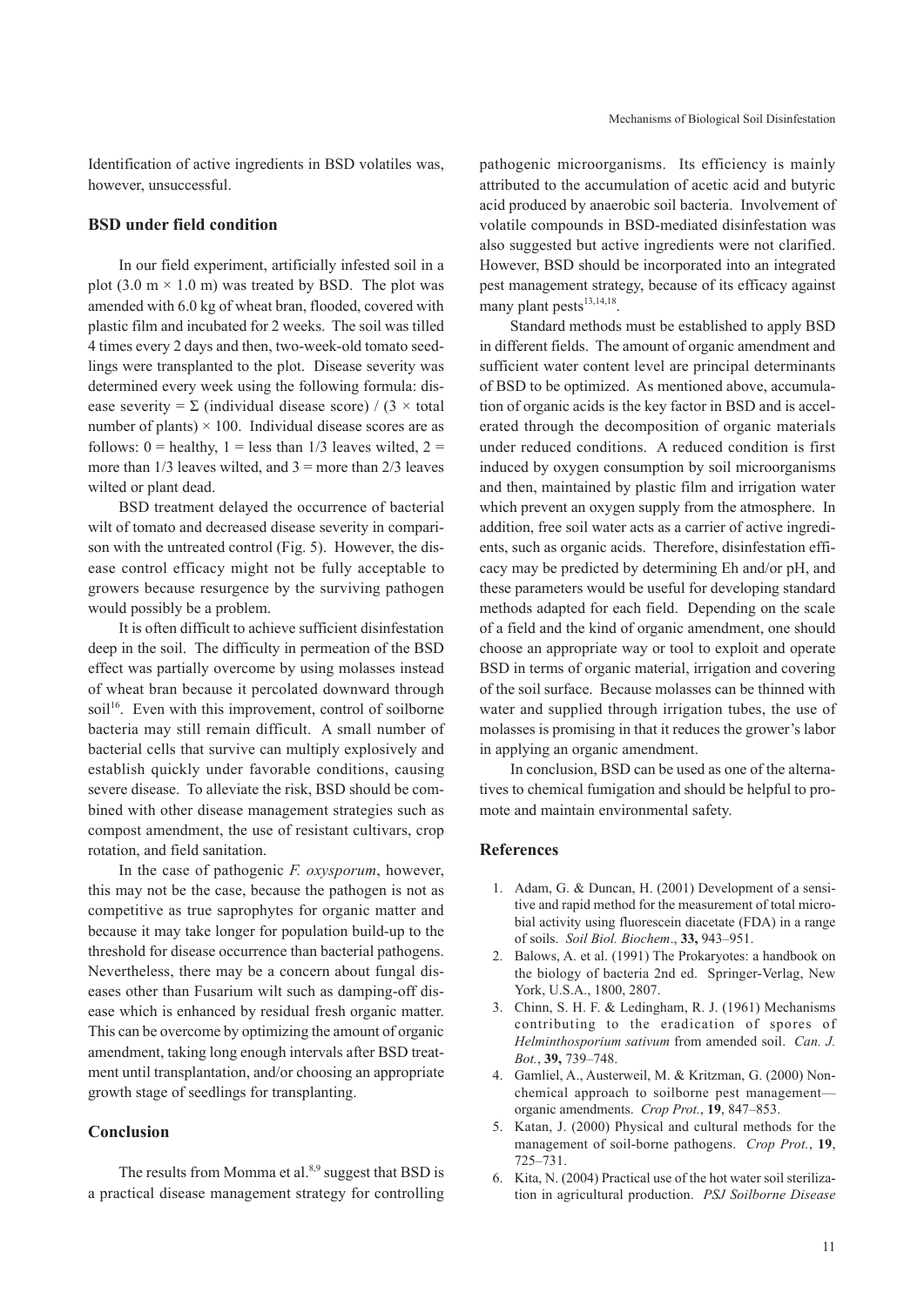Identification of active ingredients in BSD volatiles was, however, unsuccessful.

### BSD under field condition

In our field experiment, artificially infested soil in a plot (3.0 m × 1.0 m) was treated by BSD. The plot was amended with 6.0 kg of wheat bran, flooded, covered with plastic film and incubated for 2 weeks. The soil was tilled 4 times every 2 days and then, two-week-old tomato seedlings were transplanted to the plot. Disease severity was determined every week using the following formula: disease severity = Σ (individual disease score) / (3 × total number of plants) × 100. Individual disease scores are as follows: 0 = healthy, 1 = less than 1/3 leaves wilted, 2 = more than 1/3 leaves wilted, and 3 = more than 2/3 leaves wilted or plant dead.

BSD treatment delayed the occurrence of bacterial wilt of tomato and decreased disease severity in comparison with the untreated control (Fig. 5). However, the disease control efficacy might not be fully acceptable to growers because resurgence by the surviving pathogen would possibly be a problem.

It is often difficult to achieve sufficient disinfestation deep in the soil. The difficulty in permeation of the BSD effect was partially overcome by using molasses instead of wheat bran because it percolated downward through soil[16]. Even with this improvement, control of soilborne bacteria may still remain difficult. A small number of bacterial cells that survive can multiply explosively and establish quickly under favorable conditions, causing severe disease. To alleviate the risk, BSD should be combined with other disease management strategies such as compost amendment, the use of resistant cultivars, crop rotation, and field sanitation.

In the case of pathogenic *F. oxysporum*, however, this may not be the case, because the pathogen is not as competitive as true saprophytes for organic matter and because it may take longer for population build-up to the threshold for disease occurrence than bacterial pathogens. Nevertheless, there may be a concern about fungal diseases other than Fusarium wilt such as damping-off disease which is enhanced by residual fresh organic matter. This can be overcome by optimizing the amount of organic amendment, taking long enough intervals after BSD treatment until transplantation, and/or choosing an appropriate growth stage of seedlings for transplanting.

### Conclusion

The results from Momma et al.[8,9] suggest that BSD is a practical disease management strategy for controlling pathogenic microorganisms. Its efficiency is mainly attributed to the accumulation of acetic acid and butyric acid produced by anaerobic soil bacteria. Involvement of volatile compounds in BSD-mediated disinfestation was also suggested but active ingredients were not clarified. However, BSD should be incorporated into an integrated pest management strategy, because of its efficacy against many plant pests[13,14,18].

Standard methods must be established to apply BSD in different fields. The amount of organic amendment and sufficient water content level are principal determinants of BSD to be optimized. As mentioned above, accumulation of organic acids is the key factor in BSD and is accelerated through the decomposition of organic materials under reduced conditions. A reduced condition is first induced by oxygen consumption by soil microorganisms and then, maintained by plastic film and irrigation water which prevent an oxygen supply from the atmosphere. In addition, free soil water acts as a carrier of active ingredients, such as organic acids. Therefore, disinfestation efficacy may be predicted by determining Eh and/or pH, and these parameters would be useful for developing standard methods adapted for each field. Depending on the scale of a field and the kind of organic amendment, one should choose an appropriate way or tool to exploit and operate BSD in terms of organic material, irrigation and covering of the soil surface. Because molasses can be thinned with water and supplied through irrigation tubes, the use of molasses is promising in that it reduces the grower's labor in applying an organic amendment.

In conclusion, BSD can be used as one of the alternatives to chemical fumigation and should be helpful to promote and maintain environmental safety.

### References

1. Adam, G. & Duncan, H. (2001) Development of a sensitive and rapid method for the measurement of total microbial activity using fluorescein diacetate (FDA) in a range of soils. *Soil Biol. Biochem*., **33,** 943–951.
2. Balows, A. et al. (1991) The Prokaryotes: a handbook on the biology of bacteria 2nd ed. Springer-Verlag, New York, U.S.A., 1800, 2807.
3. Chinn, S. H. F. & Ledingham, R. J. (1961) Mechanisms contributing to the eradication of spores of *Helminthosporium sativum* from amended soil. *Can. J. Bot.*, **39,** 739–748.
4. Gamliel, A., Austerweil, M. & Kritzman, G. (2000) Non-chemical approach to soilborne pest management—organic amendments. *Crop Prot.*, **19**, 847–853.
5. Katan, J. (2000) Physical and cultural methods for the management of soil-borne pathogens. *Crop Prot.*, **19**, 725–731.
6. Kita, N. (2004) Practical use of the hot water soil sterilization in agricultural production. *PSJ Soilborne Disease*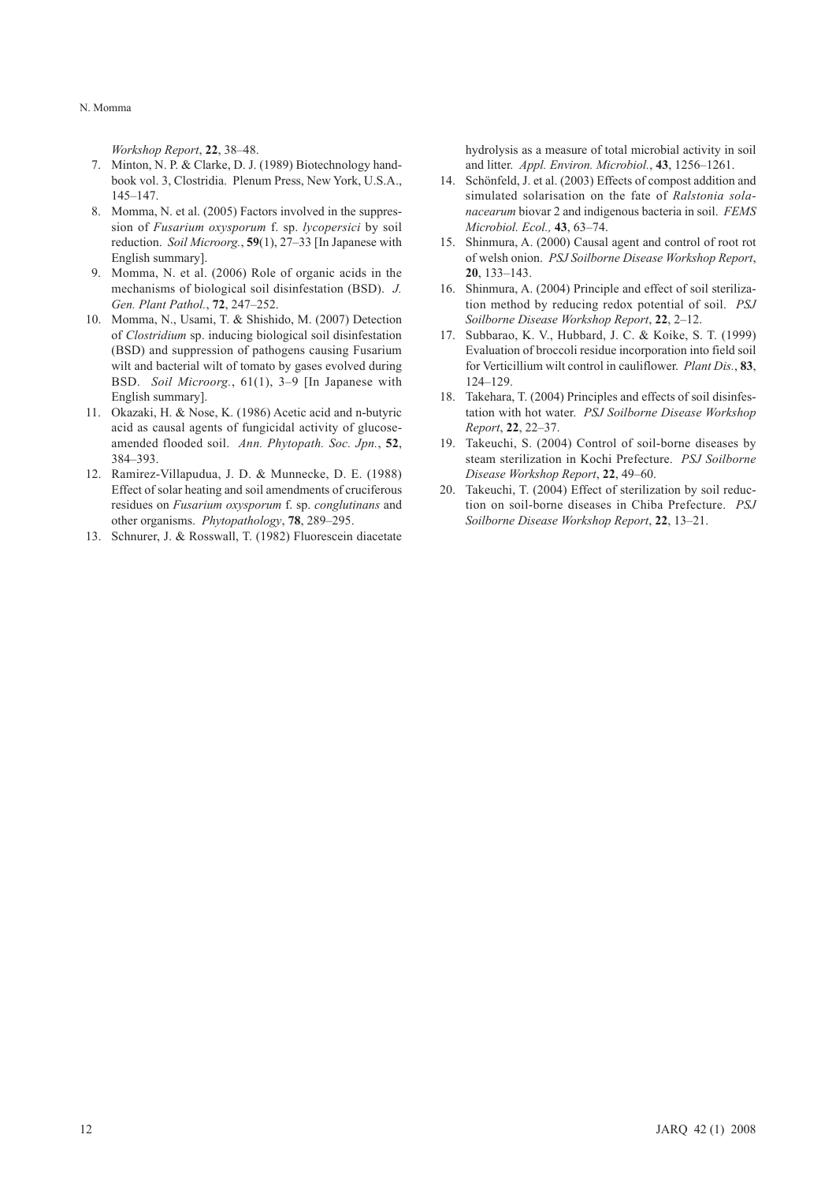*Workshop Report*, **22**, 38–48.

7. Minton, N. P. & Clarke, D. J. (1989) Biotechnology handbook vol. 3, Clostridia. Plenum Press, New York, U.S.A., 145–147.
8. Momma, N. et al. (2005) Factors involved in the suppression of *Fusarium oxysporum* f. sp. *lycopersici* by soil reduction. *Soil Microorg.*, **59**(1), 27–33 [In Japanese with English summary].
9. Momma, N. et al. (2006) Role of organic acids in the mechanisms of biological soil disinfestation (BSD). *J. Gen. Plant Pathol.*, **72**, 247–252.
10. Momma, N., Usami, T. & Shishido, M. (2007) Detection of *Clostridium* sp. inducing biological soil disinfestation (BSD) and suppression of pathogens causing Fusarium wilt and bacterial wilt of tomato by gases evolved during BSD. *Soil Microorg.*, 61(1), 3–9 [In Japanese with English summary].
11. Okazaki, H. & Nose, K. (1986) Acetic acid and n-butyric acid as causal agents of fungicidal activity of glucose-amended flooded soil. *Ann. Phytopath. Soc. Jpn.*, **52**, 384–393.
12. Ramirez-Villapudua, J. D. & Munnecke, D. E. (1988) Effect of solar heating and soil amendments of cruciferous residues on *Fusarium oxysporum* f. sp. *conglutinans* and other organisms. *Phytopathology*, **78**, 289–295.
13. Schnurer, J. & Rosswall, T. (1982) Fluorescein diacetate hydrolysis as a measure of total microbial activity in soil and litter. *Appl. Environ. Microbiol.*, **43**, 1256–1261.
14. Schönfeld, J. et al. (2003) Effects of compost addition and simulated solarisation on the fate of *Ralstonia solanacearum* biovar 2 and indigenous bacteria in soil. *FEMS Microbiol. Ecol.,* **43**, 63–74.
15. Shinmura, A. (2000) Causal agent and control of root rot of welsh onion. *PSJ Soilborne Disease Workshop Report*, **20**, 133–143.
16. Shinmura, A. (2004) Principle and effect of soil sterilization method by reducing redox potential of soil. *PSJ Soilborne Disease Workshop Report*, **22**, 2–12.
17. Subbarao, K. V., Hubbard, J. C. & Koike, S. T. (1999) Evaluation of broccoli residue incorporation into field soil for Verticillium wilt control in cauliflower. *Plant Dis.*, **83**, 124–129.
18. Takehara, T. (2004) Principles and effects of soil disinfestation with hot water. *PSJ Soilborne Disease Workshop Report*, **22**, 22–37.
19. Takeuchi, S. (2004) Control of soil-borne diseases by steam sterilization in Kochi Prefecture. *PSJ Soilborne Disease Workshop Report*, **22**, 49–60.
20. Takeuchi, T. (2004) Effect of sterilization by soil reduction on soil-borne diseases in Chiba Prefecture. *PSJ Soilborne Disease Workshop Report*, **22**, 13–21.